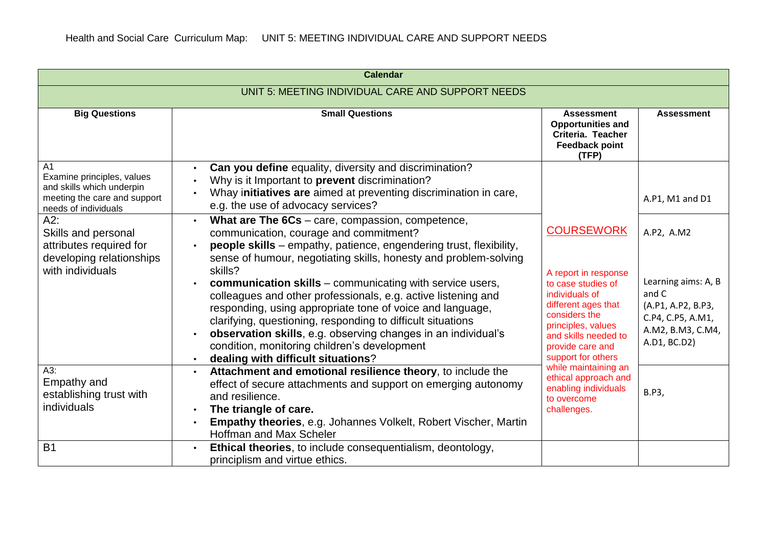Health and Social Care Curriculum Map: UNIT 5: MEETING INDIVIDUAL CARE AND SUPPORT NEEDS

| Calendar | | | |
|---|---|---|---|
| UNIT 5: MEETING INDIVIDUAL CARE AND SUPPORT NEEDS | | | |
| **Big Questions** | **Small Questions** | **Assessment Opportunities and Criteria. Teacher Feedback point (TFP)** | **Assessment** |
| A1<br>Examine principles, values and skills which underpin meeting the care and support needs of individuals | • **Can you define** equality, diversity and discrimination?<br>• Why is it Important to **prevent** discrimination?<br>• Whay i**nitiatives are** aimed at preventing discrimination in care, e.g. the use of advocacy services? | | A.P1, M1 and D1 |
| A2:<br>Skills and personal attributes required for developing relationships with individuals | • **What are The 6Cs** – care, compassion, competence, communication, courage and commitment?<br>• **people skills** – empathy, patience, engendering trust, flexibility, sense of humour, negotiating skills, honesty and problem-solving skills?<br>• **communication skills** – communicating with service users, colleagues and other professionals, e.g. active listening and responding, using appropriate tone of voice and language, clarifying, questioning, responding to difficult situations<br>• **observation skills**, e.g. observing changes in an individual's condition, monitoring children's development<br>• **dealing with difficult situations**? | COURSEWORK<br><br>A report in response to case studies of individuals of different ages that considers the principles, values and skills needed to provide care and support for others while maintaining an ethical approach and enabling individuals to overcome challenges. | A.P2, A.M2<br><br>Learning aims: A, B and C<br>(A.P1, A.P2, B.P3, C.P4, C.P5, A.M1, A.M2, B.M3, C.M4, A.D1, BC.D2) |
| A3:<br>Empathy and establishing trust with individuals | • **Attachment and emotional resilience theory**, to include the effect of secure attachments and support on emerging autonomy and resilience.<br>• **The triangle of care.**<br>• **Empathy theories**, e.g. Johannes Volkelt, Robert Vischer, Martin Hoffman and Max Scheler | | B.P3, |
| B1 | • **Ethical theories**, to include consequentialism, deontology, principlism and virtue ethics. | | |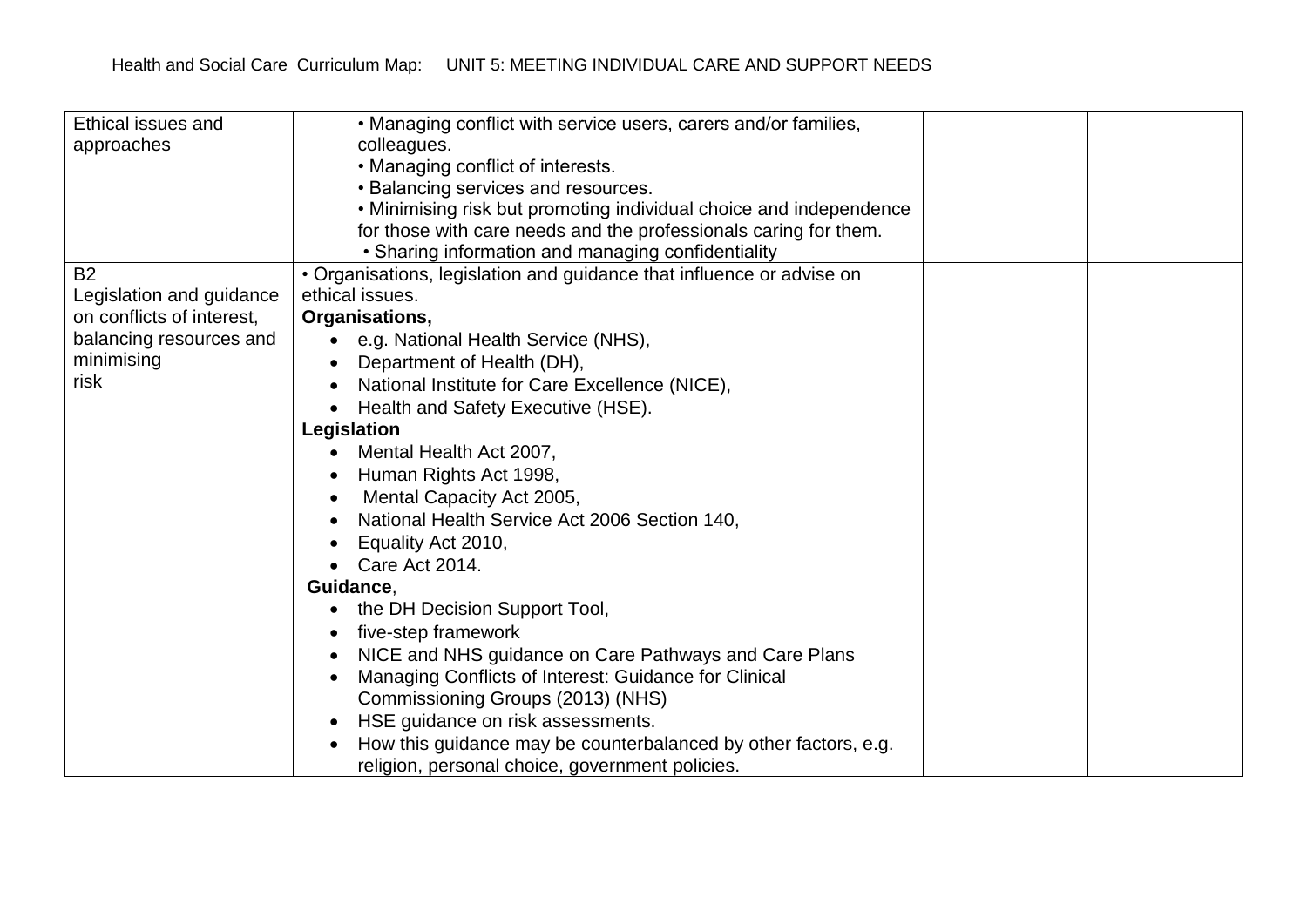| | | | |
|---|---|---|---|
| Ethical issues and approaches | • Managing conflict with service users, carers and/or families, colleagues.<br>• Managing conflict of interests.<br>• Balancing services and resources.<br>• Minimising risk but promoting individual choice and independence for those with care needs and the professionals caring for them.<br>• Sharing information and managing confidentiality | | |
| B2<br>Legislation and guidance on conflicts of interest, balancing resources and minimising risk | • Organisations, legislation and guidance that influence or advise on ethical issues.<br>**Organisations,**<br>• e.g. National Health Service (NHS),<br>• Department of Health (DH),<br>• National Institute for Care Excellence (NICE),<br>• Health and Safety Executive (HSE).<br>**Legislation**<br>• Mental Health Act 2007,<br>• Human Rights Act 1998,<br>• Mental Capacity Act 2005,<br>• National Health Service Act 2006 Section 140,<br>• Equality Act 2010,<br>• Care Act 2014.<br>**Guidance**,<br>• the DH Decision Support Tool,<br>• five-step framework<br>• NICE and NHS guidance on Care Pathways and Care Plans<br>• Managing Conflicts of Interest: Guidance for Clinical Commissioning Groups (2013) (NHS)<br>• HSE guidance on risk assessments.<br>• How this guidance may be counterbalanced by other factors, e.g. religion, personal choice, government policies. | | |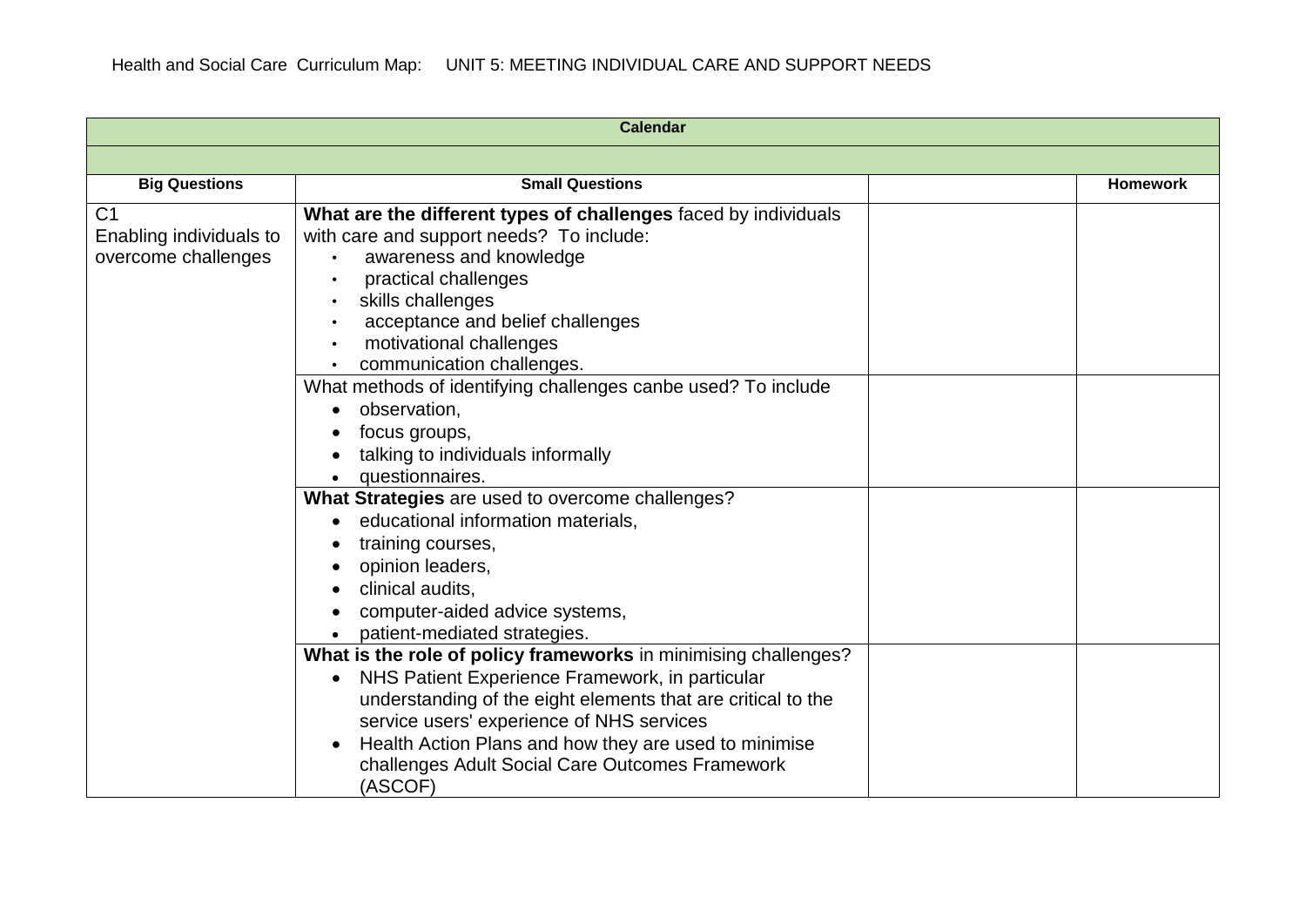Health and Social Care Curriculum Map: UNIT 5: MEETING INDIVIDUAL CARE AND SUPPORT NEEDS

| Calendar | | | |
|---|---|---|---|
| | | | |
| **Big Questions** | **Small Questions** | | **Homework** |
| C1<br>Enabling individuals to overcome challenges | **What are the different types of challenges** faced by individuals with care and support needs? To include:<br>• awareness and knowledge<br>• practical challenges<br>• skills challenges<br>• acceptance and belief challenges<br>• motivational challenges<br>• communication challenges. | | |
| | What methods of identifying challenges canbe used? To include<br>• observation,<br>• focus groups,<br>• talking to individuals informally<br>• questionnaires. | | |
| | **What Strategies** are used to overcome challenges?<br>• educational information materials,<br>• training courses,<br>• opinion leaders,<br>• clinical audits,<br>• computer-aided advice systems,<br>• patient-mediated strategies. | | |
| | **What is the role of policy frameworks** in minimising challenges?<br>• NHS Patient Experience Framework, in particular understanding of the eight elements that are critical to the service users' experience of NHS services<br>• Health Action Plans and how they are used to minimise challenges Adult Social Care Outcomes Framework (ASCOF) | | |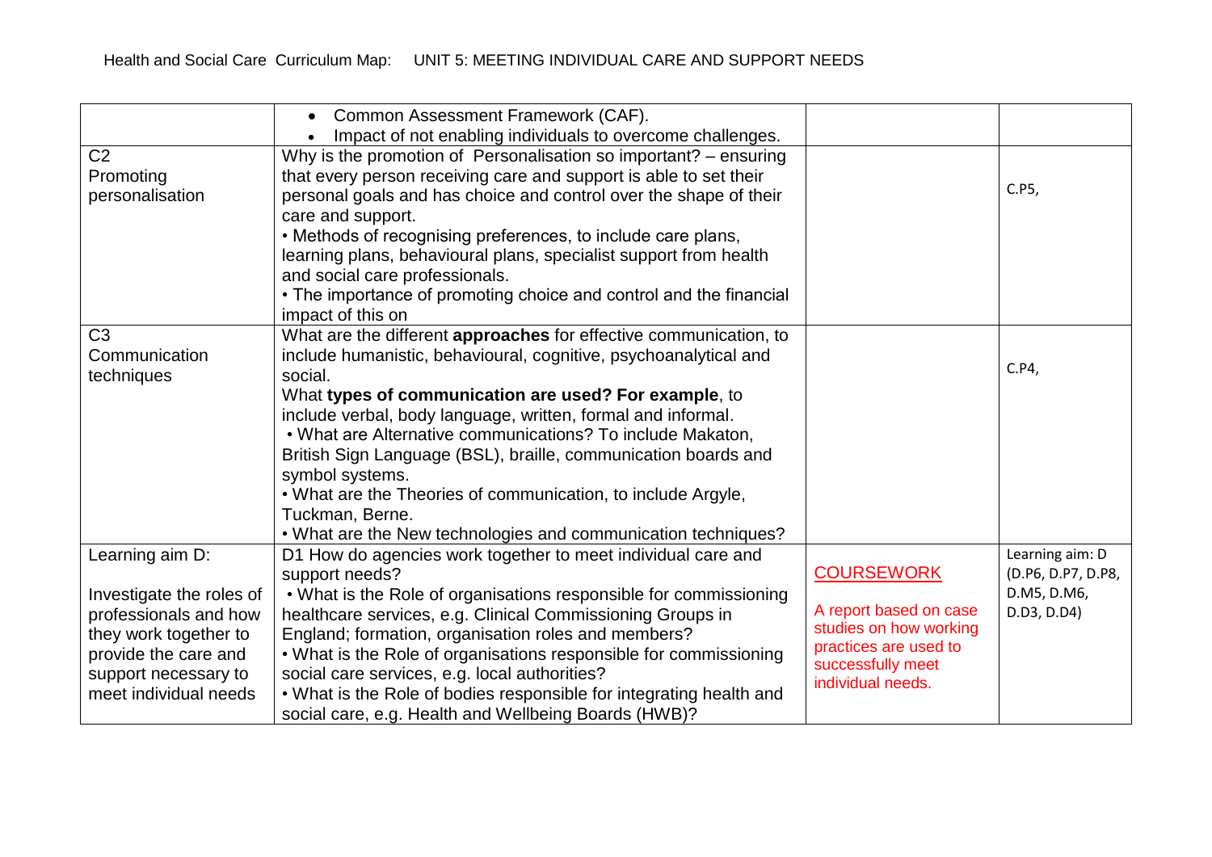Health and Social Care Curriculum Map: UNIT 5: MEETING INDIVIDUAL CARE AND SUPPORT NEEDS

| | | | |
|---|---|---|---|
| | • Common Assessment Framework (CAF).<br>• Impact of not enabling individuals to overcome challenges. | | |
| C2<br>Promoting personalisation | Why is the promotion of Personalisation so important? – ensuring that every person receiving care and support is able to set their personal goals and has choice and control over the shape of their care and support.<br>• Methods of recognising preferences, to include care plans, learning plans, behavioural plans, specialist support from health and social care professionals.<br>• The importance of promoting choice and control and the financial impact of this on | | C.P5, |
| C3<br>Communication techniques | What are the different **approaches** for effective communication, to include humanistic, behavioural, cognitive, psychoanalytical and social.<br>What **types of communication are used? For example**, to include verbal, body language, written, formal and informal.<br>• What are Alternative communications? To include Makaton, British Sign Language (BSL), braille, communication boards and symbol systems.<br>• What are the Theories of communication, to include Argyle, Tuckman, Berne.<br>• What are the New technologies and communication techniques? | | C.P4, |
| Learning aim D:<br><br>Investigate the roles of professionals and how they work together to provide the care and support necessary to meet individual needs | D1 How do agencies work together to meet individual care and support needs?<br>• What is the Role of organisations responsible for commissioning healthcare services, e.g. Clinical Commissioning Groups in England; formation, organisation roles and members?<br>• What is the Role of organisations responsible for commissioning social care services, e.g. local authorities?<br>• What is the Role of bodies responsible for integrating health and social care, e.g. Health and Wellbeing Boards (HWB)? | COURSEWORK<br><br>A report based on case studies on how working practices are used to successfully meet individual needs. | Learning aim: D (D.P6, D.P7, D.P8, D.M5, D.M6, D.D3, D.D4) |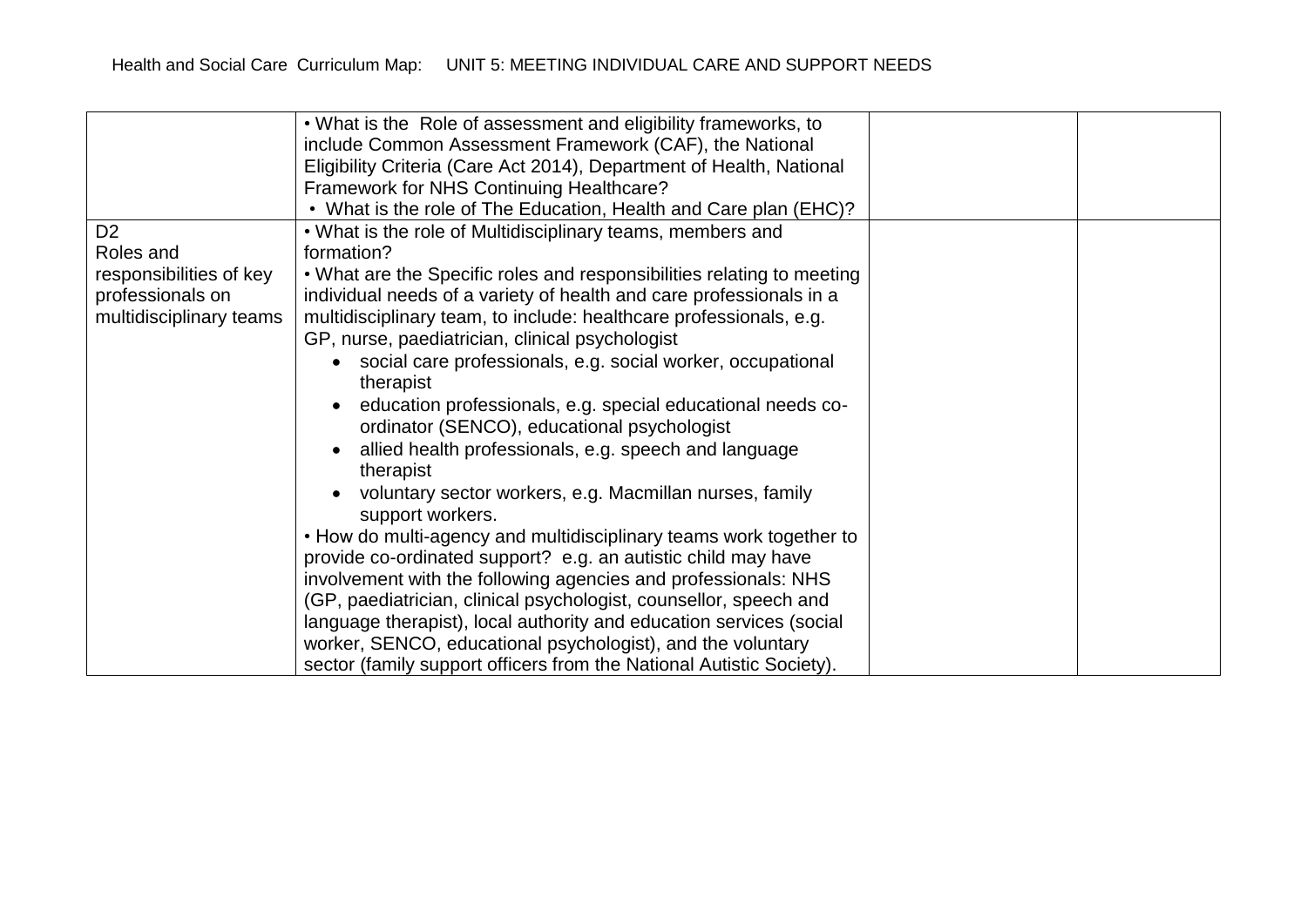Health and Social Care Curriculum Map: UNIT 5: MEETING INDIVIDUAL CARE AND SUPPORT NEEDS

| | | | |
|---|---|---|---|
| | • What is the Role of assessment and eligibility frameworks, to include Common Assessment Framework (CAF), the National Eligibility Criteria (Care Act 2014), Department of Health, National Framework for NHS Continuing Healthcare?<br>• What is the role of The Education, Health and Care plan (EHC)? | | |
| D2<br>Roles and responsibilities of key professionals on multidisciplinary teams | • What is the role of Multidisciplinary teams, members and formation?<br>• What are the Specific roles and responsibilities relating to meeting individual needs of a variety of health and care professionals in a multidisciplinary team, to include: healthcare professionals, e.g. GP, nurse, paediatrician, clinical psychologist<br>• social care professionals, e.g. social worker, occupational therapist<br>• education professionals, e.g. special educational needs co-ordinator (SENCO), educational psychologist<br>• allied health professionals, e.g. speech and language therapist<br>• voluntary sector workers, e.g. Macmillan nurses, family support workers.<br>• How do multi-agency and multidisciplinary teams work together to provide co-ordinated support? e.g. an autistic child may have involvement with the following agencies and professionals: NHS (GP, paediatrician, clinical psychologist, counsellor, speech and language therapist), local authority and education services (social worker, SENCO, educational psychologist), and the voluntary sector (family support officers from the National Autistic Society). | | |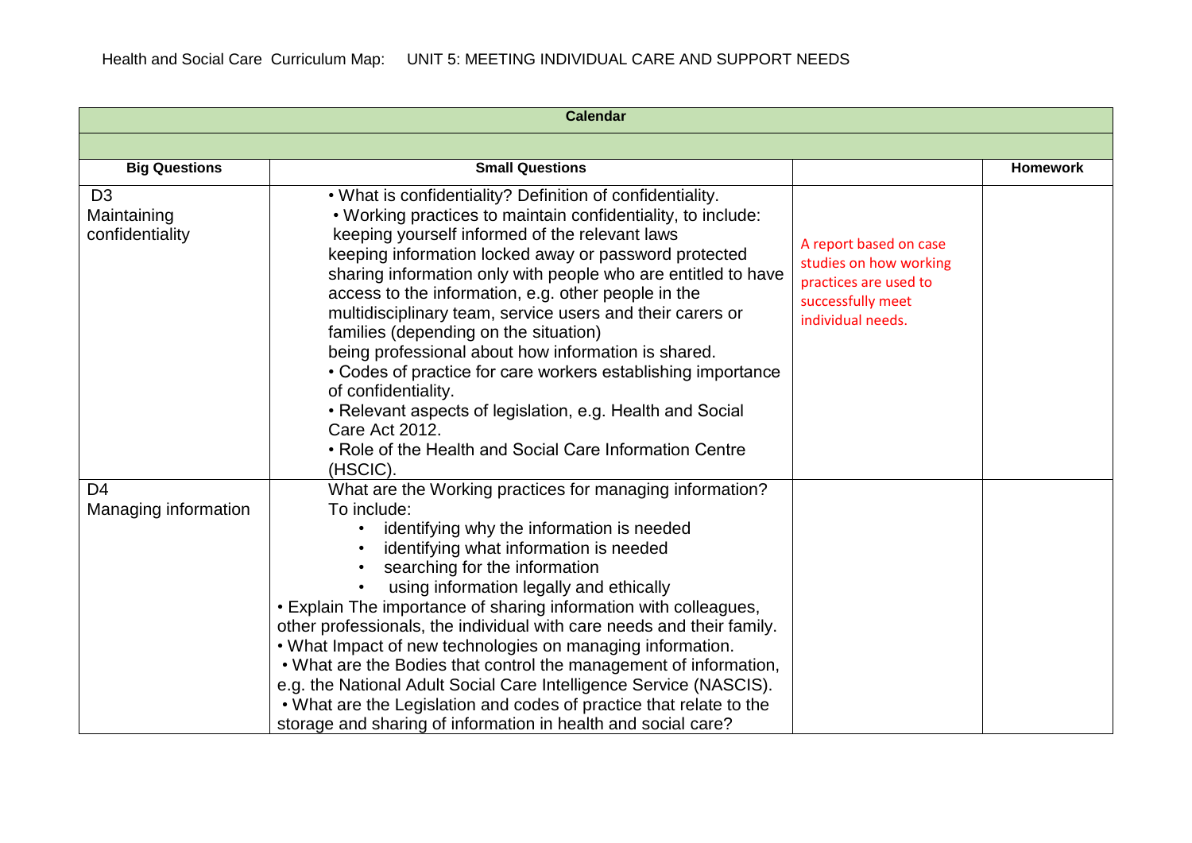Health and Social Care Curriculum Map: UNIT 5: MEETING INDIVIDUAL CARE AND SUPPORT NEEDS

| Calendar | | | |
|---|---|---|---|
| | | | |
| **Big Questions** | **Small Questions** | | **Homework** |
| D3<br>Maintaining confidentiality | • What is confidentiality? Definition of confidentiality.<br>• Working practices to maintain confidentiality, to include:<br>keeping yourself informed of the relevant laws<br>keeping information locked away or password protected<br>sharing information only with people who are entitled to have access to the information, e.g. other people in the multidisciplinary team, service users and their carers or families (depending on the situation)<br>being professional about how information is shared.<br>• Codes of practice for care workers establishing importance of confidentiality.<br>• Relevant aspects of legislation, e.g. Health and Social Care Act 2012.<br>• Role of the Health and Social Care Information Centre (HSCIC). | A report based on case studies on how working practices are used to successfully meet individual needs. | |
| D4<br>Managing information | What are the Working practices for managing information? To include:<br>• identifying why the information is needed<br>• identifying what information is needed<br>• searching for the information<br>• using information legally and ethically<br>• Explain The importance of sharing information with colleagues, other professionals, the individual with care needs and their family.<br>• What Impact of new technologies on managing information.<br>• What are the Bodies that control the management of information, e.g. the National Adult Social Care Intelligence Service (NASCIS).<br>• What are the Legislation and codes of practice that relate to the storage and sharing of information in health and social care? | | |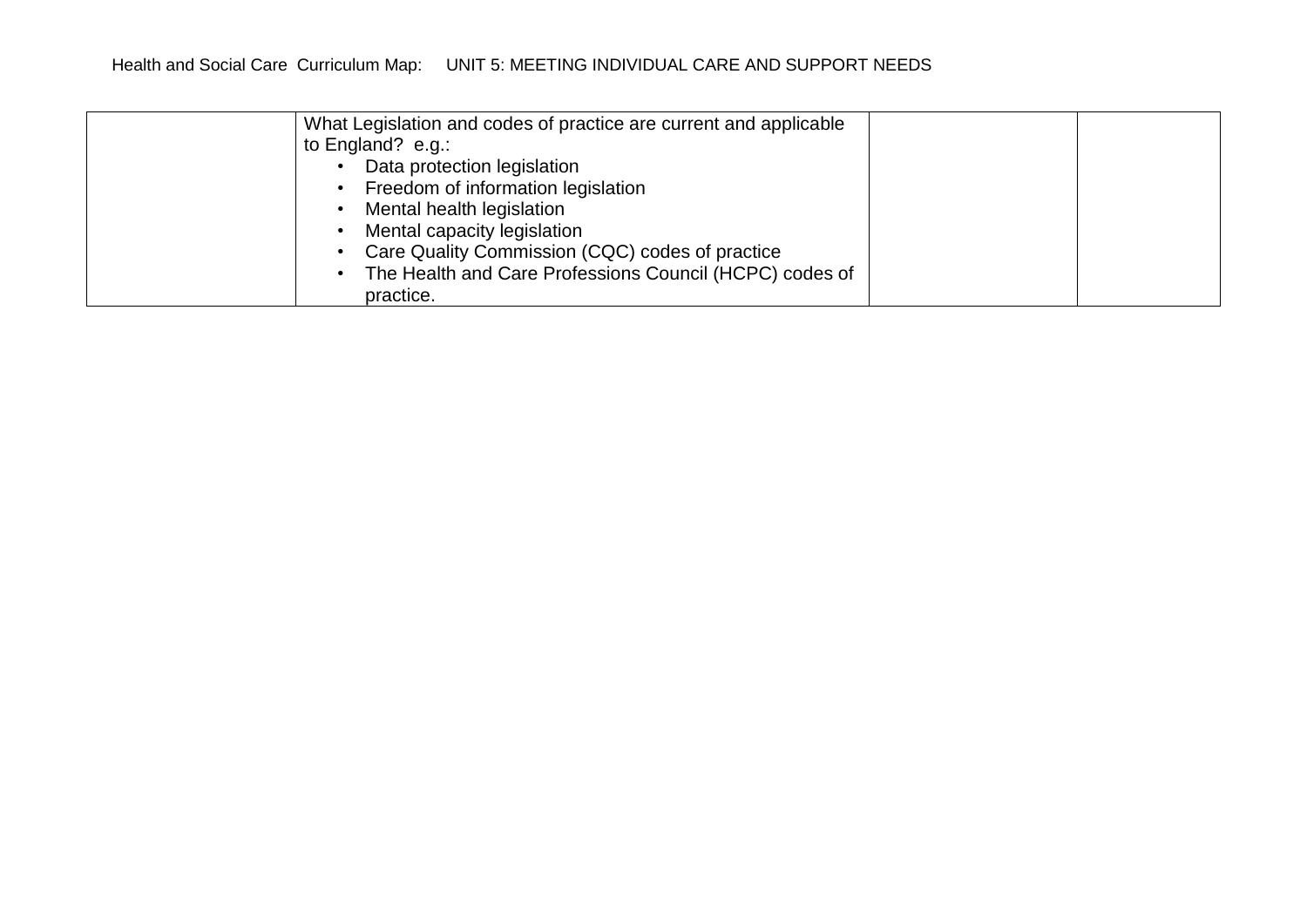| | | | |
|---|---|---|---|
| | What Legislation and codes of practice are current and applicable to England? e.g.:<br>• Data protection legislation<br>• Freedom of information legislation<br>• Mental health legislation<br>• Mental capacity legislation<br>• Care Quality Commission (CQC) codes of practice<br>• The Health and Care Professions Council (HCPC) codes of practice. | | |